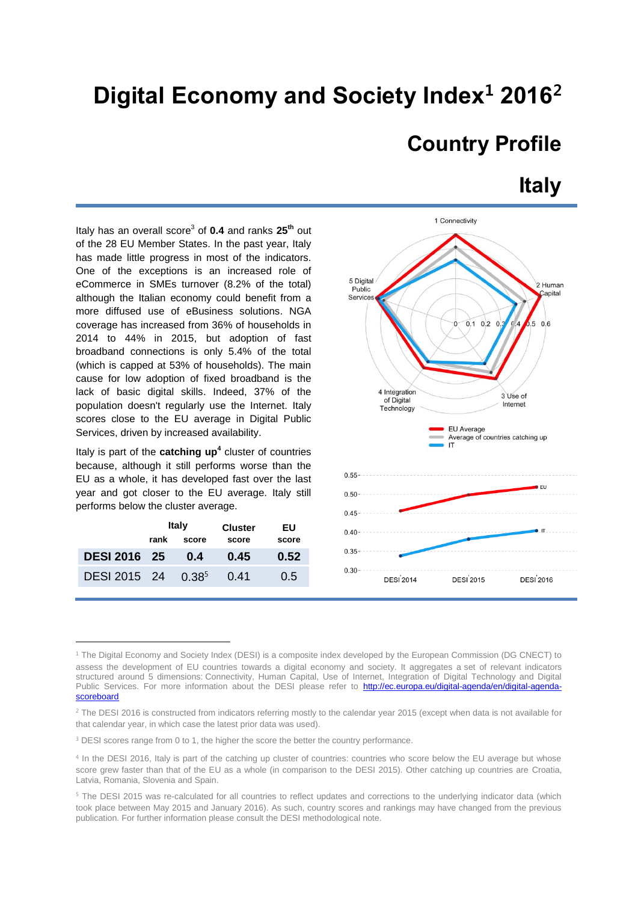# Digital Economy and Society Index[1] 2016[2]

## Country Profile

## Italy

Italy has an overall score[3] of **0.4** and ranks **25th** out of the 28 EU Member States. In the past year, Italy has made little progress in most of the indicators. One of the exceptions is an increased role of eCommerce in SMEs turnover (8.2% of the total) although the Italian economy could benefit from a more diffused use of eBusiness solutions. NGA coverage has increased from 36% of households in 2014 to 44% in 2015, but adoption of fast broadband connections is only 5.4% of the total (which is capped at 53% of households). The main cause for low adoption of fixed broadband is the lack of basic digital skills. Indeed, 37% of the population doesn't regularly use the Internet. Italy scores close to the EU average in Digital Public Services, driven by increased availability.

Italy is part of the **catching up**[4] cluster of countries because, although it still performs worse than the EU as a whole, it has developed fast over the last year and got closer to the EU average. Italy still performs below the cluster average.

| | Italy | | Cluster | EU |
|---|---|---|---|---|
| | rank | score | score | score |
| **DESI 2016** | **25** | **0.4** | **0.45** | **0.52** |
| DESI 2015 | 24 | 0.38[5] | 0.41 | 0.5 |

---

[1] The Digital Economy and Society Index (DESI) is a composite index developed by the European Commission (DG CNECT) to assess the development of EU countries towards a digital economy and society. It aggregates a set of relevant indicators structured around 5 dimensions: Connectivity, Human Capital, Use of Internet, Integration of Digital Technology and Digital Public Services. For more information about the DESI please refer to [http://ec.europa.eu/digital-agenda/en/digital-agenda-scoreboard](http://ec.europa.eu/digital-agenda/en/digital-agenda-scoreboard)

[2] The DESI 2016 is constructed from indicators referring mostly to the calendar year 2015 (except when data is not available for that calendar year, in which case the latest prior data was used).

[3] DESI scores range from 0 to 1, the higher the score the better the country performance.

[4] In the DESI 2016, Italy is part of the catching up cluster of countries: countries who score below the EU average but whose score grew faster than that of the EU as a whole (in comparison to the DESI 2015). Other catching up countries are Croatia, Latvia, Romania, Slovenia and Spain.

[5] The DESI 2015 was re-calculated for all countries to reflect updates and corrections to the underlying indicator data (which took place between May 2015 and January 2016). As such, country scores and rankings may have changed from the previous publication. For further information please consult the DESI methodological note.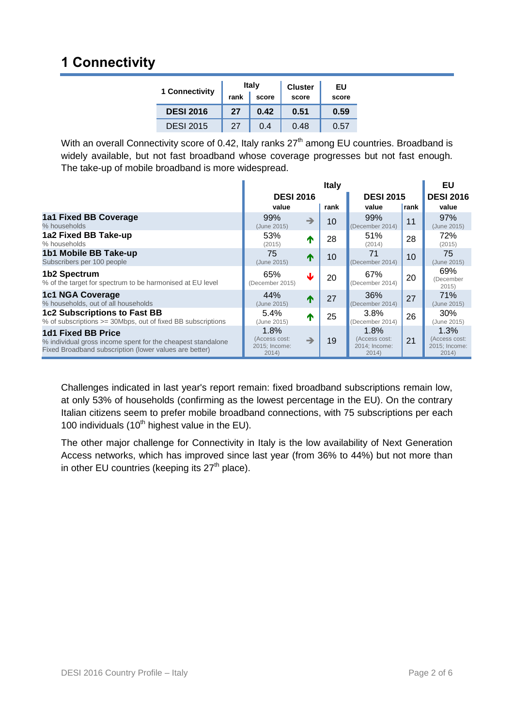# 1 Connectivity

| 1 Connectivity | Italy | | Cluster | EU |
|---|---|---|---|---|
| | rank | score | score | score |
| **DESI 2016** | **27** | **0.42** | **0.51** | **0.59** |
| DESI 2015 | 27 | 0.4 | 0.48 | 0.57 |

With an overall Connectivity score of 0.42, Italy ranks 27th among EU countries. Broadband is widely available, but not fast broadband whose coverage progresses but not fast enough. The take-up of mobile broadband is more widespread.

| | Italy | | | | | EU |
|---|---|---|---|---|---|---|
| | DESI 2016 | | | DESI 2015 | | DESI 2016 |
| | value | | rank | value | rank | value |
| **1a1 Fixed BB Coverage**<br>% households | 99%<br>(June 2015) | → | 10 | 99%<br>(December 2014) | 11 | 97%<br>(June 2015) |
| **1a2 Fixed BB Take-up**<br>% households | 53%<br>(2015) | ↑ | 28 | 51%<br>(2014) | 28 | 72%<br>(2015) |
| **1b1 Mobile BB Take-up**<br>Subscribers per 100 people | 75<br>(June 2015) | ↑ | 10 | 71<br>(December 2014) | 10 | 75<br>(June 2015) |
| **1b2 Spectrum**<br>% of the target for spectrum to be harmonised at EU level | 65%<br>(December 2015) | ↓ | 20 | 67%<br>(December 2014) | 20 | 69%<br>(December 2015) |
| **1c1 NGA Coverage**<br>% households, out of all households | 44%<br>(June 2015) | ↑ | 27 | 36%<br>(December 2014) | 27 | 71%<br>(June 2015) |
| **1c2 Subscriptions to Fast BB**<br>% of subscriptions >= 30Mbps, out of fixed BB subscriptions | 5.4%<br>(June 2015) | ↑ | 25 | 3.8%<br>(December 2014) | 26 | 30%<br>(June 2015) |
| **1d1 Fixed BB Price**<br>% individual gross income spent for the cheapest standalone Fixed Broadband subscription (lower values are better) | 1.8%<br>(Access cost: 2015; Income: 2014) | → | 19 | 1.8%<br>(Access cost: 2014; Income: 2014) | 21 | 1.3%<br>(Access cost: 2015; Income: 2014) |

Challenges indicated in last year's report remain: fixed broadband subscriptions remain low, at only 53% of households (confirming as the lowest percentage in the EU). On the contrary Italian citizens seem to prefer mobile broadband connections, with 75 subscriptions per each 100 individuals (10th highest value in the EU).

The other major challenge for Connectivity in Italy is the low availability of Next Generation Access networks, which has improved since last year (from 36% to 44%) but not more than in other EU countries (keeping its 27th place).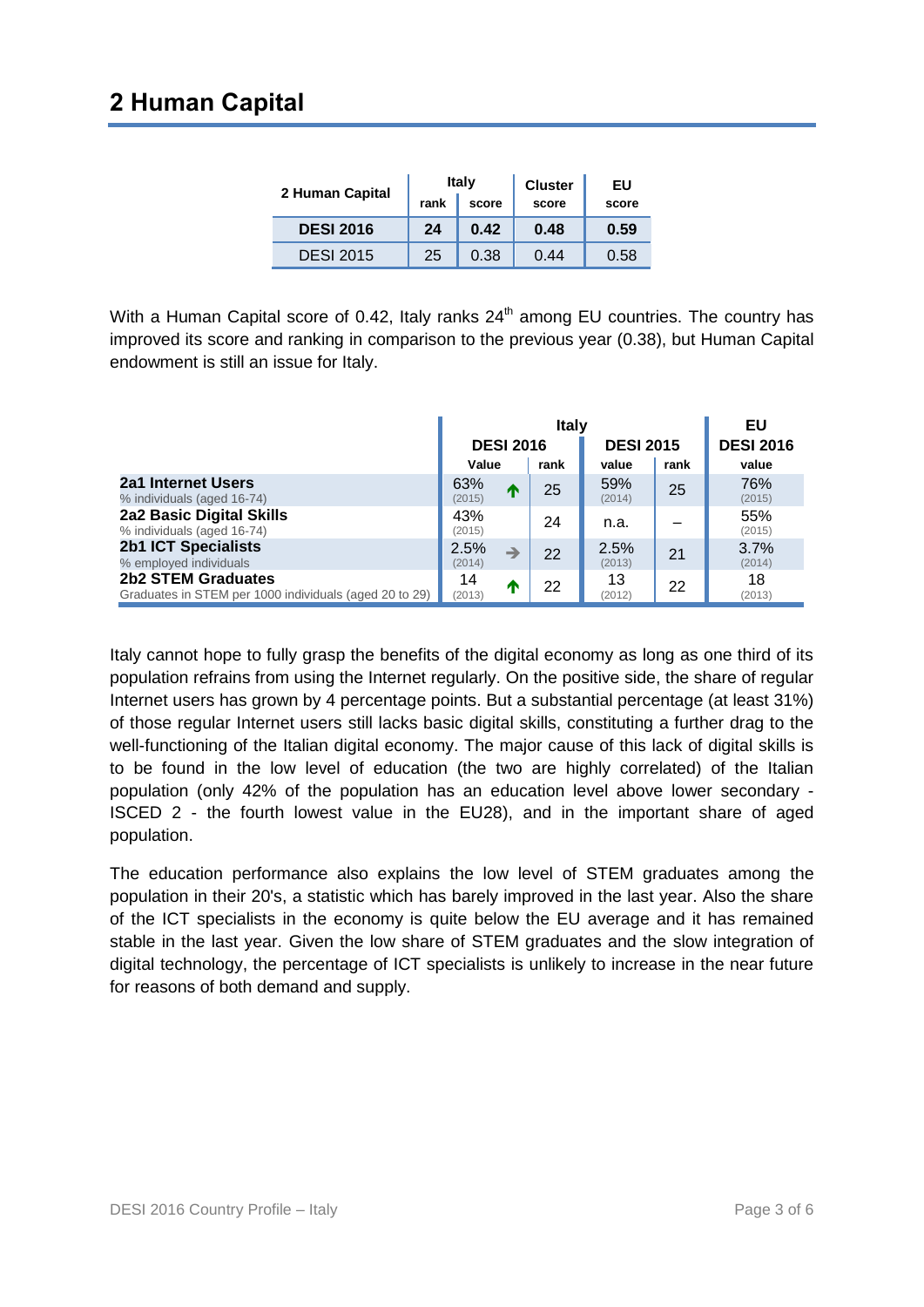# 2 Human Capital

| 2 Human Capital | Italy | | Cluster | EU |
|---|---|---|---|---|
| | rank | score | score | score |
| **DESI 2016** | **24** | **0.42** | **0.48** | **0.59** |
| DESI 2015 | 25 | 0.38 | 0.44 | 0.58 |

With a Human Capital score of 0.42, Italy ranks 24th among EU countries. The country has improved its score and ranking in comparison to the previous year (0.38), but Human Capital endowment is still an issue for Italy.

| | Italy | | | | | EU |
|---|---|---|---|---|---|---|
| | DESI 2016 | | | DESI 2015 | | DESI 2016 |
| | Value | | rank | value | rank | value |
| **2a1 Internet Users**<br>% individuals (aged 16-74) | 63%<br>(2015) | ↑ | 25 | 59%<br>(2014) | 25 | 76%<br>(2015) |
| **2a2 Basic Digital Skills**<br>% individuals (aged 16-74) | 43%<br>(2015) | | 24 | n.a. | – | 55%<br>(2015) |
| **2b1 ICT Specialists**<br>% employed individuals | 2.5%<br>(2014) | → | 22 | 2.5%<br>(2013) | 21 | 3.7%<br>(2014) |
| **2b2 STEM Graduates**<br>Graduates in STEM per 1000 individuals (aged 20 to 29) | 14<br>(2013) | ↑ | 22 | 13<br>(2012) | 22 | 18<br>(2013) |

Italy cannot hope to fully grasp the benefits of the digital economy as long as one third of its population refrains from using the Internet regularly. On the positive side, the share of regular Internet users has grown by 4 percentage points. But a substantial percentage (at least 31%) of those regular Internet users still lacks basic digital skills, constituting a further drag to the well-functioning of the Italian digital economy. The major cause of this lack of digital skills is to be found in the low level of education (the two are highly correlated) of the Italian population (only 42% of the population has an education level above lower secondary - ISCED 2 - the fourth lowest value in the EU28), and in the important share of aged population.

The education performance also explains the low level of STEM graduates among the population in their 20's, a statistic which has barely improved in the last year. Also the share of the ICT specialists in the economy is quite below the EU average and it has remained stable in the last year. Given the low share of STEM graduates and the slow integration of digital technology, the percentage of ICT specialists is unlikely to increase in the near future for reasons of both demand and supply.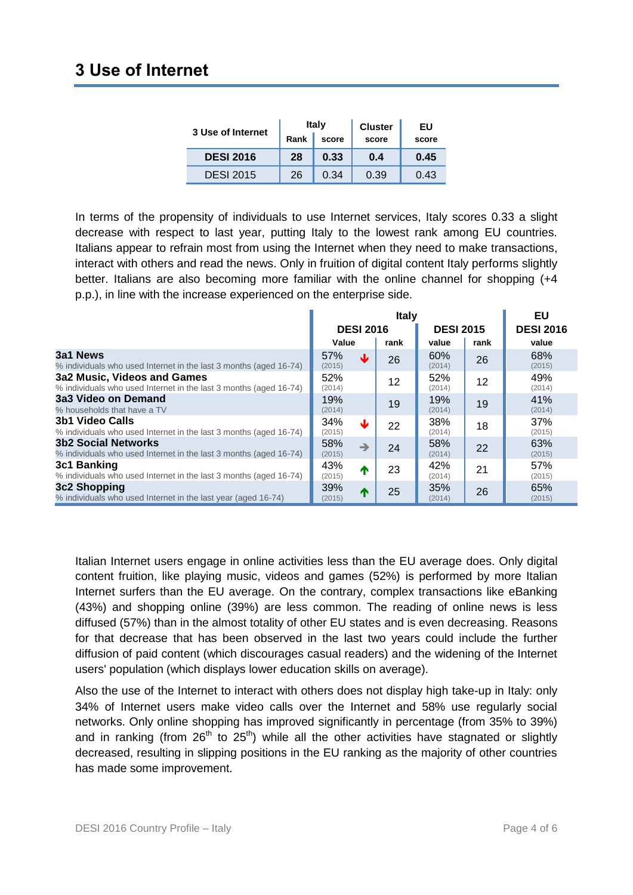# 3 Use of Internet

| 3 Use of Internet | Italy | | Cluster | EU |
|---|---|---|---|---|
| | Rank | score | score | score |
| **DESI 2016** | **28** | **0.33** | **0.4** | **0.45** |
| DESI 2015 | 26 | 0.34 | 0.39 | 0.43 |

In terms of the propensity of individuals to use Internet services, Italy scores 0.33 a slight decrease with respect to last year, putting Italy to the lowest rank among EU countries. Italians appear to refrain most from using the Internet when they need to make transactions, interact with others and read the news. Only in fruition of digital content Italy performs slightly better. Italians are also becoming more familiar with the online channel for shopping (+4 p.p.), in line with the increase experienced on the enterprise side.

| | Italy | | | | EU |
|---|---|---|---|---|---|
| | DESI 2016 | | DESI 2015 | | DESI 2016 |
| | value | rank | value | rank | value |
| **3a1 News**<br>% individuals who used Internet in the last 3 months (aged 16-74) | 57% (2015) ↓ | 26 | 60% (2014) | 26 | 68% (2015) |
| **3a2 Music, Videos and Games**<br>% individuals who used Internet in the last 3 months (aged 16-74) | 52% (2014) | 12 | 52% (2014) | 12 | 49% (2014) |
| **3a3 Video on Demand**<br>% households that have a TV | 19% (2014) | 19 | 19% (2014) | 19 | 41% (2014) |
| **3b1 Video Calls**<br>% individuals who used Internet in the last 3 months (aged 16-74) | 34% (2015) ↓ | 22 | 38% (2014) | 18 | 37% (2015) |
| **3b2 Social Networks**<br>% individuals who used Internet in the last 3 months (aged 16-74) | 58% (2015) → | 24 | 58% (2014) | 22 | 63% (2015) |
| **3c1 Banking**<br>% individuals who used Internet in the last 3 months (aged 16-74) | 43% (2015) ↑ | 23 | 42% (2014) | 21 | 57% (2015) |
| **3c2 Shopping**<br>% individuals who used Internet in the last year (aged 16-74) | 39% (2015) ↑ | 25 | 35% (2014) | 26 | 65% (2015) |

Italian Internet users engage in online activities less than the EU average does. Only digital content fruition, like playing music, videos and games (52%) is performed by more Italian Internet surfers than the EU average. On the contrary, complex transactions like eBanking (43%) and shopping online (39%) are less common. The reading of online news is less diffused (57%) than in the almost totality of other EU states and is even decreasing. Reasons for that decrease that has been observed in the last two years could include the further diffusion of paid content (which discourages casual readers) and the widening of the Internet users' population (which displays lower education skills on average).

Also the use of the Internet to interact with others does not display high take-up in Italy: only 34% of Internet users make video calls over the Internet and 58% use regularly social networks. Only online shopping has improved significantly in percentage (from 35% to 39%) and in ranking (from 26th to 25th) while all the other activities have stagnated or slightly decreased, resulting in slipping positions in the EU ranking as the majority of other countries has made some improvement.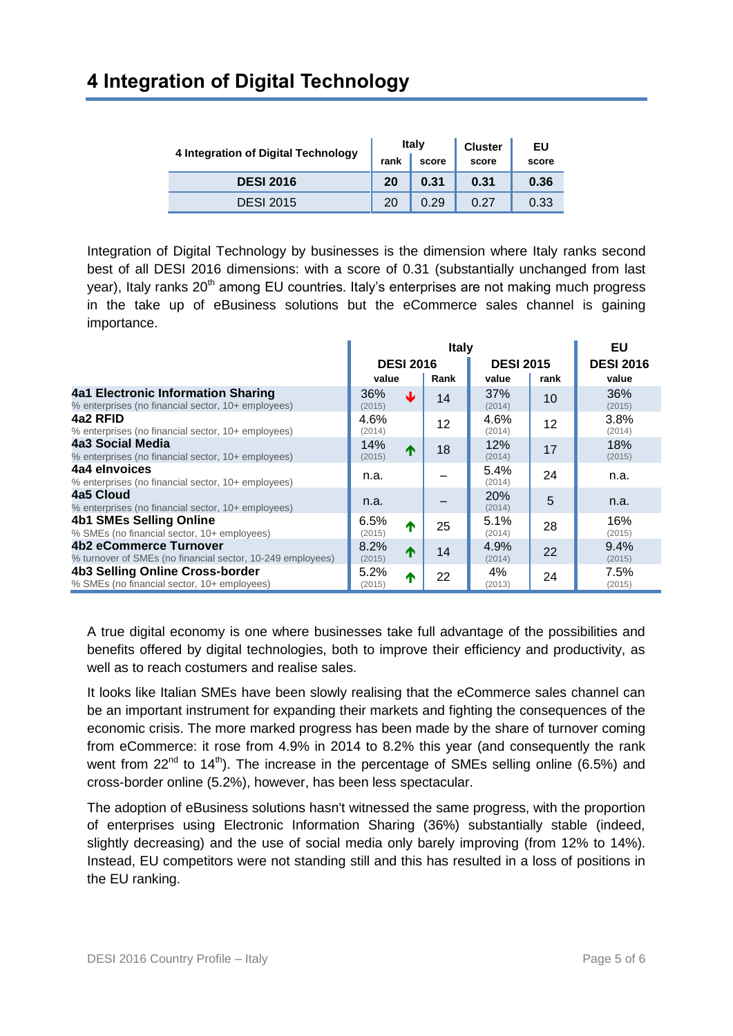# 4 Integration of Digital Technology

| 4 Integration of Digital Technology | Italy | | Cluster | EU |
|---|---|---|---|---|
| | rank | score | score | score |
| **DESI 2016** | **20** | **0.31** | **0.31** | **0.36** |
| DESI 2015 | 20 | 0.29 | 0.27 | 0.33 |

Integration of Digital Technology by businesses is the dimension where Italy ranks second best of all DESI 2016 dimensions: with a score of 0.31 (substantially unchanged from last year), Italy ranks 20th among EU countries. Italy's enterprises are not making much progress in the take up of eBusiness solutions but the eCommerce sales channel is gaining importance.

| | Italy | | | | EU |
|---|---|---|---|---|---|
| | DESI 2016 | | DESI 2015 | | DESI 2016 |
| | value | Rank | value | rank | value |
| **4a1 Electronic Information Sharing**<br>% enterprises (no financial sector, 10+ employees) | 36% (2015) ↓ | 14 | 37% (2014) | 10 | 36% (2015) |
| **4a2 RFID**<br>% enterprises (no financial sector, 10+ employees) | 4.6% (2014) | 12 | 4.6% (2014) | 12 | 3.8% (2014) |
| **4a3 Social Media**<br>% enterprises (no financial sector, 10+ employees) | 14% (2015) ↑ | 18 | 12% (2014) | 17 | 18% (2015) |
| **4a4 eInvoices**<br>% enterprises (no financial sector, 10+ employees) | n.a. | – | 5.4% (2014) | 24 | n.a. |
| **4a5 Cloud**<br>% enterprises (no financial sector, 10+ employees) | n.a. | – | 20% (2014) | 5 | n.a. |
| **4b1 SMEs Selling Online**<br>% SMEs (no financial sector, 10+ employees) | 6.5% (2015) ↑ | 25 | 5.1% (2014) | 28 | 16% (2015) |
| **4b2 eCommerce Turnover**<br>% turnover of SMEs (no financial sector, 10-249 employees) | 8.2% (2015) ↑ | 14 | 4.9% (2014) | 22 | 9.4% (2015) |
| **4b3 Selling Online Cross-border**<br>% SMEs (no financial sector, 10+ employees) | 5.2% (2015) ↑ | 22 | 4% (2013) | 24 | 7.5% (2015) |

A true digital economy is one where businesses take full advantage of the possibilities and benefits offered by digital technologies, both to improve their efficiency and productivity, as well as to reach costumers and realise sales.

It looks like Italian SMEs have been slowly realising that the eCommerce sales channel can be an important instrument for expanding their markets and fighting the consequences of the economic crisis. The more marked progress has been made by the share of turnover coming from eCommerce: it rose from 4.9% in 2014 to 8.2% this year (and consequently the rank went from 22nd to 14th). The increase in the percentage of SMEs selling online (6.5%) and cross-border online (5.2%), however, has been less spectacular.

The adoption of eBusiness solutions hasn't witnessed the same progress, with the proportion of enterprises using Electronic Information Sharing (36%) substantially stable (indeed, slightly decreasing) and the use of social media only barely improving (from 12% to 14%). Instead, EU competitors were not standing still and this has resulted in a loss of positions in the EU ranking.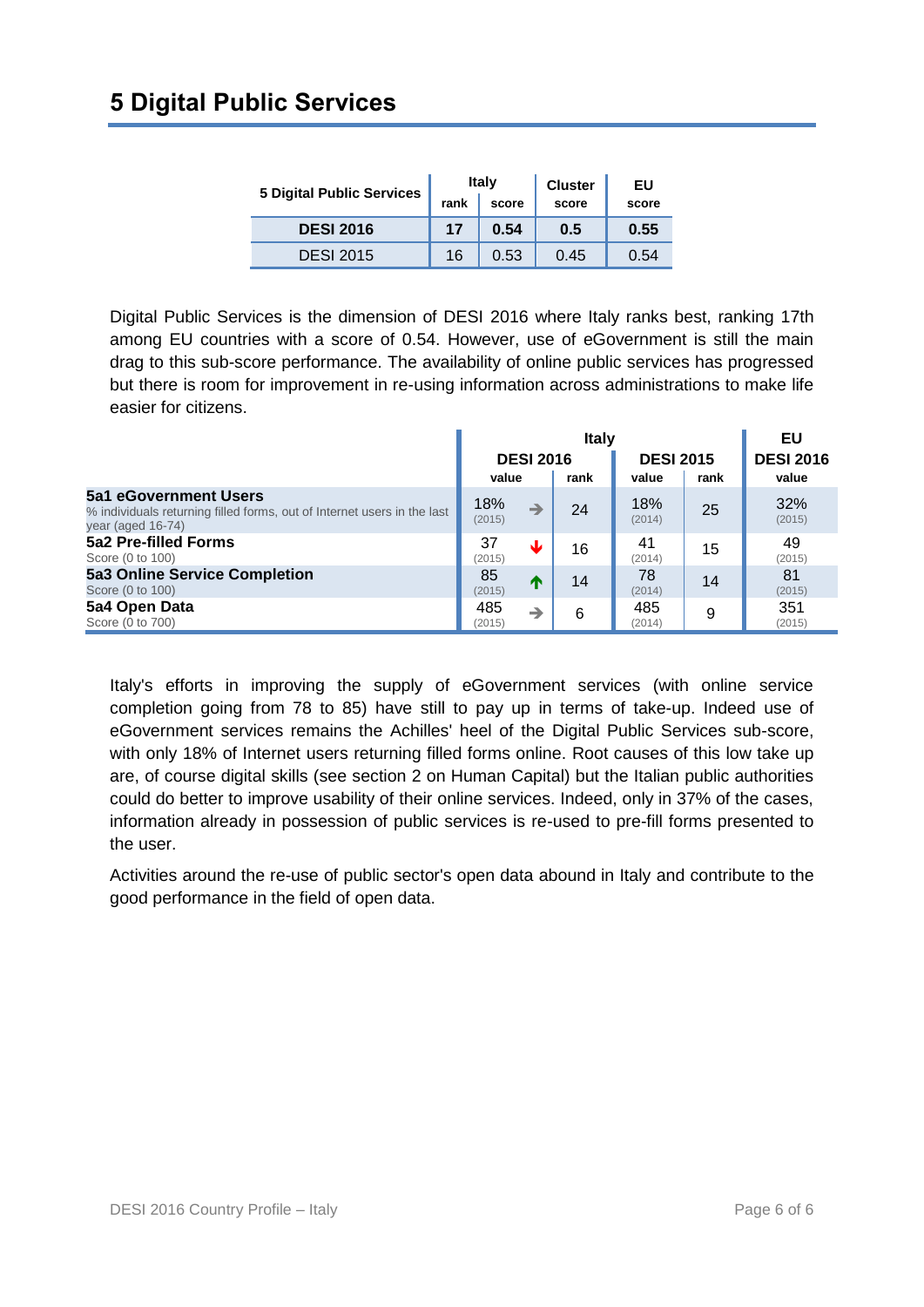# 5 Digital Public Services

| 5 Digital Public Services | Italy | | Cluster | EU |
|---|---|---|---|---|
| | rank | score | score | score |
| **DESI 2016** | **17** | **0.54** | **0.5** | **0.55** |
| DESI 2015 | 16 | 0.53 | 0.45 | 0.54 |

Digital Public Services is the dimension of DESI 2016 where Italy ranks best, ranking 17th among EU countries with a score of 0.54. However, use of eGovernment is still the main drag to this sub-score performance. The availability of online public services has progressed but there is room for improvement in re-using information across administrations to make life easier for citizens.

| | Italy | | | | | EU |
|---|---|---|---|---|---|---|
| | DESI 2016 | | | DESI 2015 | | DESI 2016 |
| | value | | rank | value | rank | value |
| **5a1 eGovernment Users** % individuals returning filled forms, out of Internet users in the last year (aged 16-74) | 18% (2015) | → | 24 | 18% (2014) | 25 | 32% (2015) |
| **5a2 Pre-filled Forms** Score (0 to 100) | 37 (2015) | ↓ | 16 | 41 (2014) | 15 | 49 (2015) |
| **5a3 Online Service Completion** Score (0 to 100) | 85 (2015) | ↑ | 14 | 78 (2014) | 14 | 81 (2015) |
| **5a4 Open Data** Score (0 to 700) | 485 (2015) | → | 6 | 485 (2014) | 9 | 351 (2015) |

Italy's efforts in improving the supply of eGovernment services (with online service completion going from 78 to 85) have still to pay up in terms of take-up. Indeed use of eGovernment services remains the Achilles' heel of the Digital Public Services sub-score, with only 18% of Internet users returning filled forms online. Root causes of this low take up are, of course digital skills (see section 2 on Human Capital) but the Italian public authorities could do better to improve usability of their online services. Indeed, only in 37% of the cases, information already in possession of public services is re-used to pre-fill forms presented to the user.

Activities around the re-use of public sector's open data abound in Italy and contribute to the good performance in the field of open data.